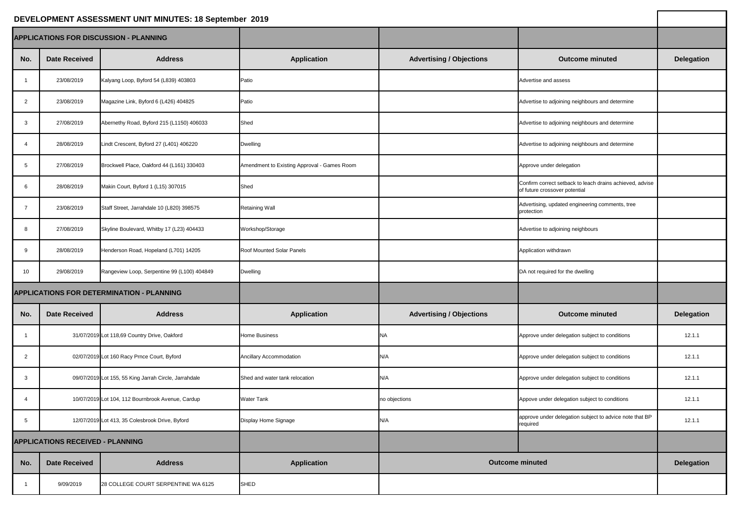# DEVELOPMENT ASSESSMENT UNIT MINUTES: 18 September 2019

## APPLICATIONS FOR DISCUSSION - PLANNING

| No. | Date Received | Address | Application | Advertising / Objections | Outcome minuted | Delegation |
|---|---|---|---|---|---|---|
| 1 | 23/08/2019 | Kalyang Loop, Byford 54 (L839) 403803 | Patio | | Advertise and assess | |
| 2 | 23/08/2019 | Magazine Link, Byford 6 (L426) 404825 | Patio | | Advertise to adjoining neighbours and determine | |
| 3 | 27/08/2019 | Abernethy Road, Byford 215 (L1150) 406033 | Shed | | Advertise to adjoining neighbours and determine | |
| 4 | 28/08/2019 | Lindt Crescent, Byford 27 (L401) 406220 | Dwelling | | Advertise to adjoining neighbours and determine | |
| 5 | 27/08/2019 | Brockwell Place, Oakford 44 (L161) 330403 | Amendment to Existing Approval - Games Room | | Approve under delegation | |
| 6 | 28/08/2019 | Makin Court, Byford 1 (L15) 307015 | Shed | | Confirm correct setback to leach drains achieved, advise of future crossover potential | |
| 7 | 23/08/2019 | Staff Street, Jarrahdale 10 (L820) 398575 | Retaining Wall | | Advertising, updated engineering comments, tree protection | |
| 8 | 27/08/2019 | Skyline Boulevard, Whitby 17 (L23) 404433 | Workshop/Storage | | Advertise to adjoining neighbours | |
| 9 | 28/08/2019 | Henderson Road, Hopeland (L701) 14205 | Roof Mounted Solar Panels | | Application withdrawn | |
| 10 | 29/08/2019 | Rangeview Loop, Serpentine 99 (L100) 404849 | Dwelling | | DA not required for the dwelling | |

## APPLICATIONS FOR DETERMINATION - PLANNING

| No. | Date Received | Address | Application | Advertising / Objections | Outcome minuted | Delegation |
|---|---|---|---|---|---|---|
| 1 | 31/07/2019 | Lot 118,69 Country Drive, Oakford | Home Business | NA | Approve under delegation subject to conditions | 12.1.1 |
| 2 | 02/07/2019 | Lot 160 Racy Prnce Court, Byford | Ancillary Accommodation | N/A | Approve under delegation subject to conditions | 12.1.1 |
| 3 | 09/07/2019 | Lot 155, 55 King Jarrah Circle, Jarrahdale | Shed and water tank relocation | N/A | Approve under delegation subject to conditions | 12.1.1 |
| 4 | 10/07/2019 | Lot 104, 112 Bournbrook Avenue, Cardup | Water Tank | no objections | Appove under delegation subject to conditions | 12.1.1 |
| 5 | 12/07/2019 | Lot 413, 35 Colesbrook Drive, Byford | Display Home Signage | N/A | approve under delegation subject to advice note that BP required | 12.1.1 |

## APPLICATIONS RECEIVED - PLANNING

| No. | Date Received | Address | Application | Outcome minuted | Delegation |
|---|---|---|---|---|---|
| 1 | 9/09/2019 | 28 COLLEGE COURT SERPENTINE WA 6125 | SHED | | |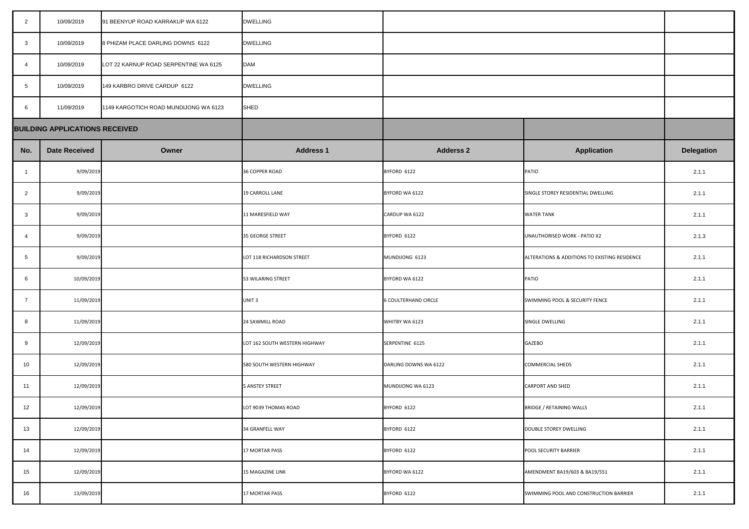| | | | | | | |
|---|---|---|---|---|---|---|
| 2 | 10/09/2019 | 91 BEENYUP ROAD KARRAKUP WA 6122 | DWELLING | | | |
| 3 | 10/09/2019 | 8 PHIZAM PLACE DARLING DOWNS 6122 | DWELLING | | | |
| 4 | 10/09/2019 | LOT 22 KARNUP ROAD SERPENTINE WA 6125 | DAM | | | |
| 5 | 10/09/2019 | 149 KARBRO DRIVE CARDUP 6122 | DWELLING | | | |
| 6 | 11/09/2019 | 1149 KARGOTICH ROAD MUNDIJONG WA 6123 | SHED | | | |

## BUILDING APPLICATIONS RECEIVED

| No. | Date Received | Owner | Address 1 | Adderss 2 | Application | Delegation |
|---|---|---|---|---|---|---|
| 1 | 9/09/2019 | | 36 COPPER ROAD | BYFORD 6122 | PATIO | 2.1.1 |
| 2 | 9/09/2019 | | 19 CARROLL LANE | BYFORD WA 6122 | SINGLE STOREY RESIDENTIAL DWELLING | 2.1.1 |
| 3 | 9/09/2019 | | 11 MARESFIELD WAY | CARDUP WA 6122 | WATER TANK | 2.1.1 |
| 4 | 9/09/2019 | | 35 GEORGE STREET | BYFORD 6122 | UNAUTHORISED WORK - PATIO X2 | 2.1.3 |
| 5 | 9/09/2019 | | LOT 118 RICHARDSON STREET | MUNDIJONG 6123 | ALTERATIONS & ADDITIONS TO EXISTING RESIDENCE | 2.1.1 |
| 6 | 10/09/2019 | | 53 WILARING STREET | BYFORD WA 6122 | PATIO | 2.1.1 |
| 7 | 11/09/2019 | | UNIT 3 | 6 COULTERHAND CIRCLE | SWIMMING POOL & SECURITY FENCE | 2.1.1 |
| 8 | 11/09/2019 | | 24 SAWMILL ROAD | WHITBY WA 6123 | SINGLE DWELLING | 2.1.1 |
| 9 | 12/09/2019 | | LOT 162 SOUTH WESTERN HIGHWAY | SERPENTINE 6125 | GAZEBO | 2.1.1 |
| 10 | 12/09/2019 | | 580 SOUTH WESTERN HIGHWAY | DARLING DOWNS WA 6122 | COMMERCIAL SHEDS | 2.1.1 |
| 11 | 12/09/2019 | | 5 ANSTEY STREET | MUNDIJONG WA 6123 | CARPORT AND SHED | 2.1.1 |
| 12 | 12/09/2019 | | LOT 9039 THOMAS ROAD | BYFORD 6122 | BRIDGE / RETAINING WALLS | 2.1.1 |
| 13 | 12/09/2019 | | 34 GRANFELL WAY | BYFORD 6122 | DOUBLE STOREY DWELLING | 2.1.1 |
| 14 | 12/09/2019 | | 17 MORTAR PASS | BYFORD 6122 | POOL SECURITY BARRIER | 2.1.1 |
| 15 | 12/09/2019 | | 15 MAGAZINE LINK | BYFORD WA 6122 | AMENDMENT BA19/603 & BA19/551 | 2.1.1 |
| 16 | 13/09/2019 | | 17 MORTAR PASS | BYFORD 6122 | SWIMMING POOL AND CONSTRUCTION BARRIER | 2.1.1 |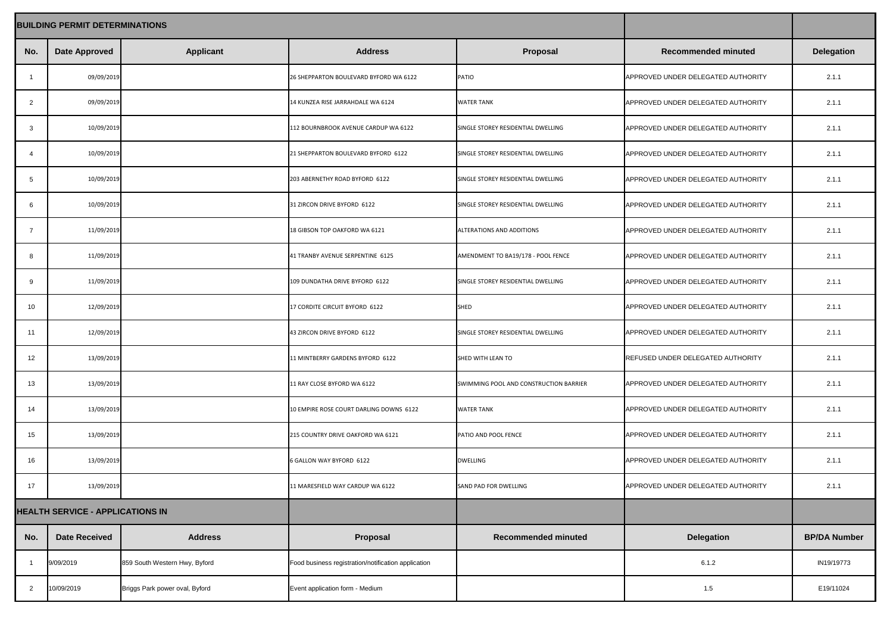| BUILDING PERMIT DETERMINATIONS | | | | | | |
|---|---|---|---|---|---|---|
| No. | Date Approved | Applicant | Address | Proposal | Recommended minuted | Delegation |
| 1 | 09/09/2019 | | 26 SHEPPARTON BOULEVARD BYFORD WA 6122 | PATIO | APPROVED UNDER DELEGATED AUTHORITY | 2.1.1 |
| 2 | 09/09/2019 | | 14 KUNZEA RISE JARRAHDALE WA 6124 | WATER TANK | APPROVED UNDER DELEGATED AUTHORITY | 2.1.1 |
| 3 | 10/09/2019 | | 112 BOURNBROOK AVENUE CARDUP WA 6122 | SINGLE STOREY RESIDENTIAL DWELLING | APPROVED UNDER DELEGATED AUTHORITY | 2.1.1 |
| 4 | 10/09/2019 | | 21 SHEPPARTON BOULEVARD BYFORD 6122 | SINGLE STOREY RESIDENTIAL DWELLING | APPROVED UNDER DELEGATED AUTHORITY | 2.1.1 |
| 5 | 10/09/2019 | | 203 ABERNETHY ROAD BYFORD 6122 | SINGLE STOREY RESIDENTIAL DWELLING | APPROVED UNDER DELEGATED AUTHORITY | 2.1.1 |
| 6 | 10/09/2019 | | 31 ZIRCON DRIVE BYFORD 6122 | SINGLE STOREY RESIDENTIAL DWELLING | APPROVED UNDER DELEGATED AUTHORITY | 2.1.1 |
| 7 | 11/09/2019 | | 18 GIBSON TOP OAKFORD WA 6121 | ALTERATIONS AND ADDITIONS | APPROVED UNDER DELEGATED AUTHORITY | 2.1.1 |
| 8 | 11/09/2019 | | 41 TRANBY AVENUE SERPENTINE 6125 | AMENDMENT TO BA19/178 - POOL FENCE | APPROVED UNDER DELEGATED AUTHORITY | 2.1.1 |
| 9 | 11/09/2019 | | 109 DUNDATHA DRIVE BYFORD 6122 | SINGLE STOREY RESIDENTIAL DWELLING | APPROVED UNDER DELEGATED AUTHORITY | 2.1.1 |
| 10 | 12/09/2019 | | 17 CORDITE CIRCUIT BYFORD 6122 | SHED | APPROVED UNDER DELEGATED AUTHORITY | 2.1.1 |
| 11 | 12/09/2019 | | 43 ZIRCON DRIVE BYFORD 6122 | SINGLE STOREY RESIDENTIAL DWELLING | APPROVED UNDER DELEGATED AUTHORITY | 2.1.1 |
| 12 | 13/09/2019 | | 11 MINTBERRY GARDENS BYFORD 6122 | SHED WITH LEAN TO | REFUSED UNDER DELEGATED AUTHORITY | 2.1.1 |
| 13 | 13/09/2019 | | 11 RAY CLOSE BYFORD WA 6122 | SWIMMING POOL AND CONSTRUCTION BARRIER | APPROVED UNDER DELEGATED AUTHORITY | 2.1.1 |
| 14 | 13/09/2019 | | 10 EMPIRE ROSE COURT DARLING DOWNS 6122 | WATER TANK | APPROVED UNDER DELEGATED AUTHORITY | 2.1.1 |
| 15 | 13/09/2019 | | 215 COUNTRY DRIVE OAKFORD WA 6121 | PATIO AND POOL FENCE | APPROVED UNDER DELEGATED AUTHORITY | 2.1.1 |
| 16 | 13/09/2019 | | 6 GALLON WAY BYFORD 6122 | DWELLING | APPROVED UNDER DELEGATED AUTHORITY | 2.1.1 |
| 17 | 13/09/2019 | | 11 MARESFIELD WAY CARDUP WA 6122 | SAND PAD FOR DWELLING | APPROVED UNDER DELEGATED AUTHORITY | 2.1.1 |

| HEALTH SERVICE - APPLICATIONS IN | | | | | | |
|---|---|---|---|---|---|---|
| No. | Date Received | Address | Proposal | Recommended minuted | Delegation | BP/DA Number |
| 1 | 9/09/2019 | 859 South Western Hwy, Byford | Food business registration/notification application | | 6.1.2 | IN19/19773 |
| 2 | 10/09/2019 | Briggs Park power oval, Byford | Event application form - Medium | | 1.5 | E19/11024 |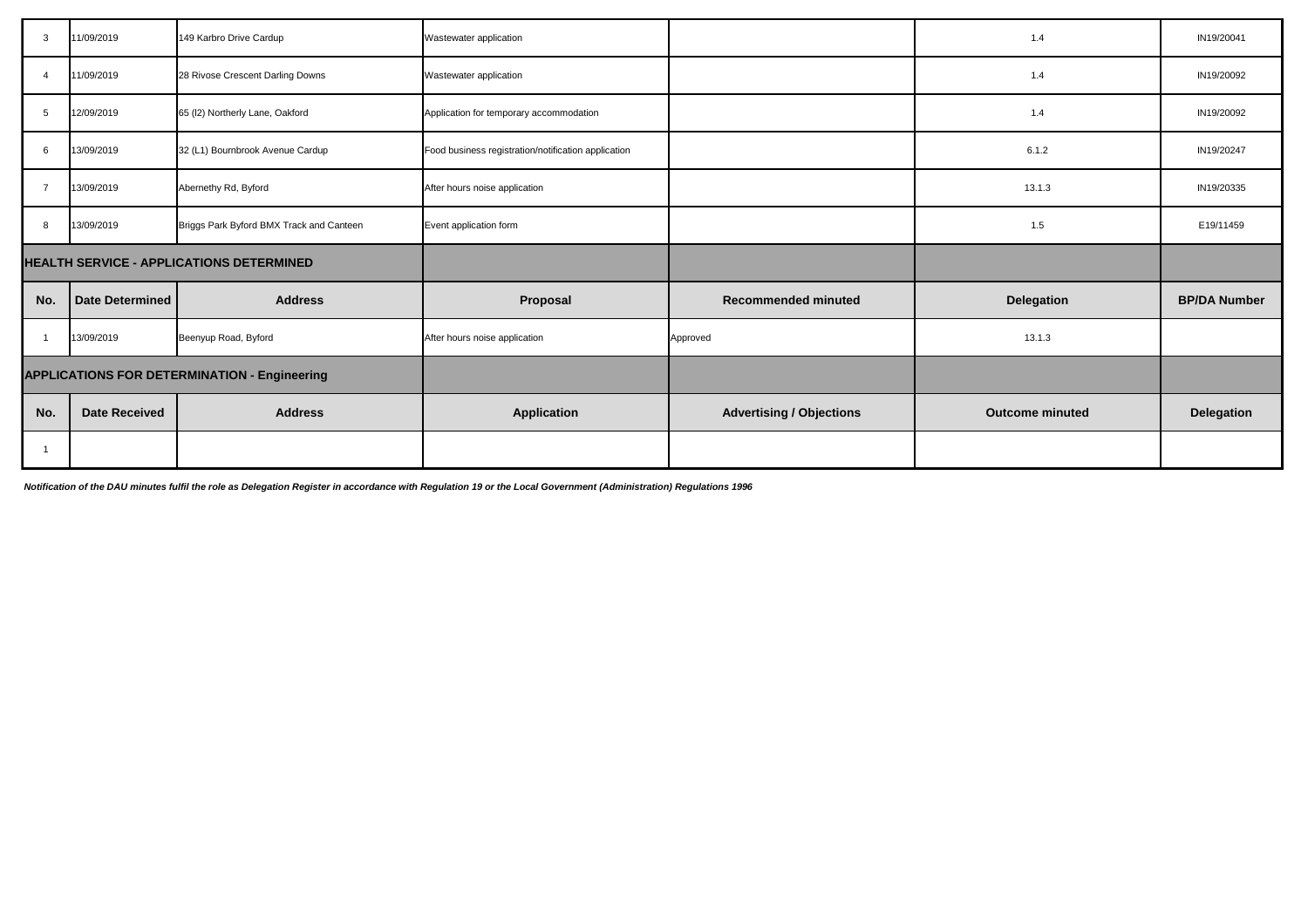| | | | | | | |
|---|---|---|---|---|---|---|
| 3 | 11/09/2019 | 149 Karbro Drive Cardup | Wastewater application | | 1.4 | IN19/20041 |
| 4 | 11/09/2019 | 28 Rivose Crescent Darling Downs | Wastewater application | | 1.4 | IN19/20092 |
| 5 | 12/09/2019 | 65 (l2) Northerly Lane, Oakford | Application for temporary accommodation | | 1.4 | IN19/20092 |
| 6 | 13/09/2019 | 32 (L1) Bournbrook Avenue Cardup | Food business registration/notification application | | 6.1.2 | IN19/20247 |
| 7 | 13/09/2019 | Abernethy Rd, Byford | After hours noise application | | 13.1.3 | IN19/20335 |
| 8 | 13/09/2019 | Briggs Park Byford BMX Track and Canteen | Event application form | | 1.5 | E19/11459 |

**HEALTH SERVICE - APPLICATIONS DETERMINED**

| No. | Date Determined | Address | Proposal | Recommended minuted | Delegation | BP/DA Number |
|---|---|---|---|---|---|---|
| 1 | 13/09/2019 | Beenyup Road, Byford | After hours noise application | Approved | 13.1.3 | |

**APPLICATIONS FOR DETERMINATION - Engineering**

| No. | Date Received | Address | Application | Advertising / Objections | Outcome minuted | Delegation |
|---|---|---|---|---|---|---|
| 1 | | | | | | |

***Notification of the DAU minutes fulfil the role as Delegation Register in accordance with Regulation 19 or the Local Government (Administration) Regulations 1996***